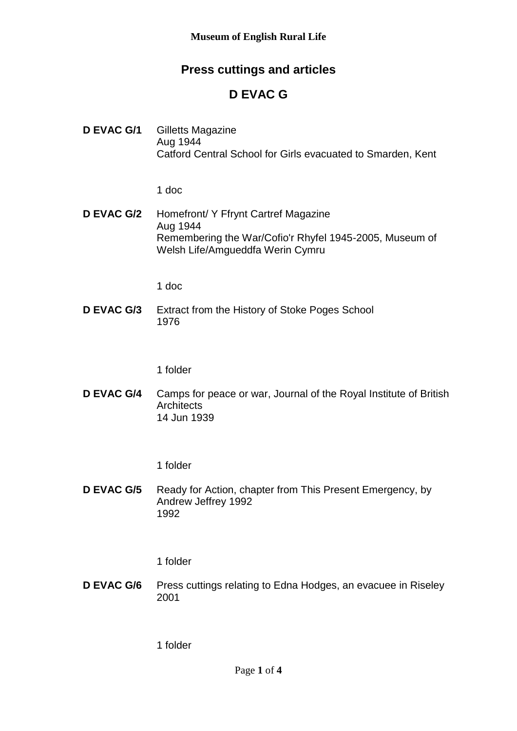Museum of English Rural Life

# Press cuttings and articles

## D EVAC G

**D EVAC G/1** Gilletts Magazine
Aug 1944
Catford Central School for Girls evacuated to Smarden, Kent

1 doc

**D EVAC G/2** Homefront/ Y Ffrynt Cartref Magazine
Aug 1944
Remembering the War/Cofio'r Rhyfel 1945-2005, Museum of Welsh Life/Amgueddfa Werin Cymru

1 doc

**D EVAC G/3** Extract from the History of Stoke Poges School
1976

1 folder

**D EVAC G/4** Camps for peace or war, Journal of the Royal Institute of British Architects
14 Jun 1939

1 folder

**D EVAC G/5** Ready for Action, chapter from This Present Emergency, by Andrew Jeffrey 1992
1992

1 folder

**D EVAC G/6** Press cuttings relating to Edna Hodges, an evacuee in Riseley
2001

1 folder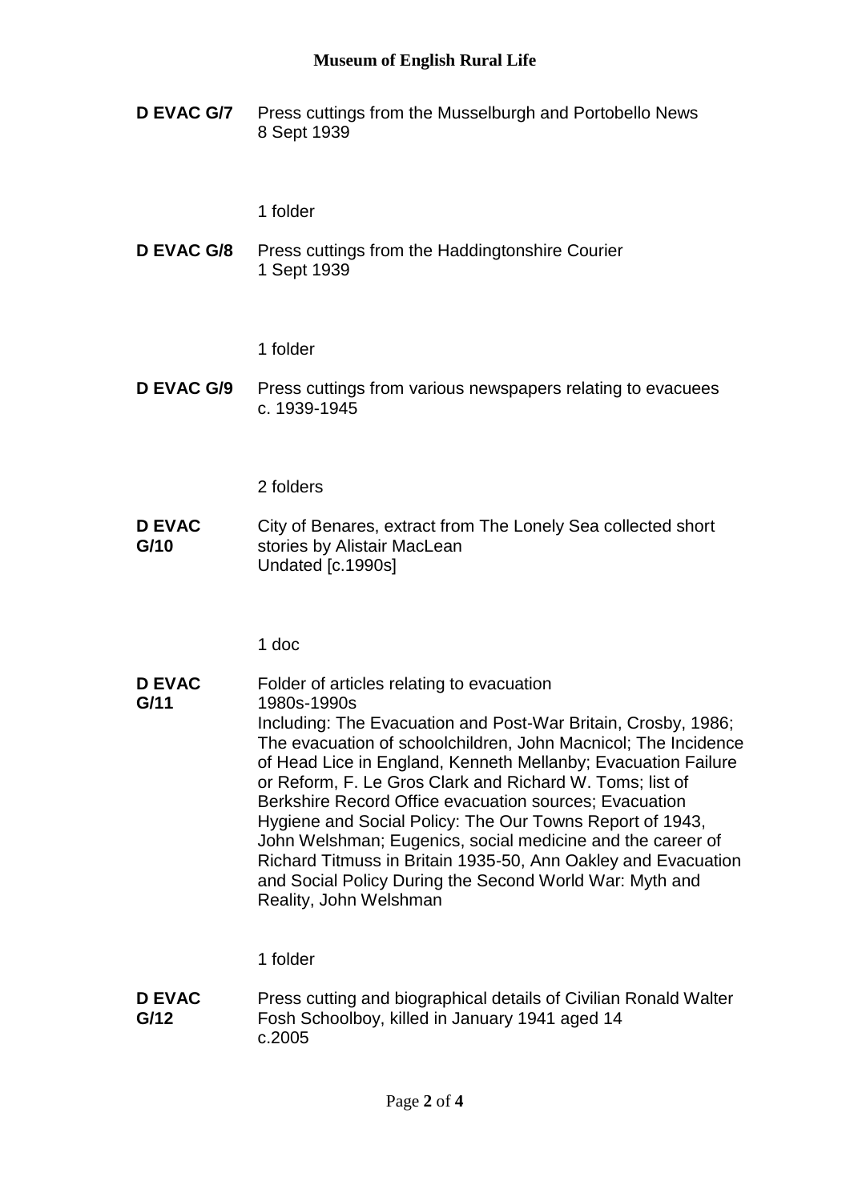**D EVAC G/7** Press cuttings from the Musselburgh and Portobello News
8 Sept 1939

1 folder

**D EVAC G/8** Press cuttings from the Haddingtonshire Courier
1 Sept 1939

1 folder

**D EVAC G/9** Press cuttings from various newspapers relating to evacuees
c. 1939-1945

2 folders

**D EVAC G/10** City of Benares, extract from The Lonely Sea collected short stories by Alistair MacLean
Undated [c.1990s]

1 doc

**D EVAC G/11** Folder of articles relating to evacuation
1980s-1990s
Including: The Evacuation and Post-War Britain, Crosby, 1986; The evacuation of schoolchildren, John Macnicol; The Incidence of Head Lice in England, Kenneth Mellanby; Evacuation Failure or Reform, F. Le Gros Clark and Richard W. Toms; list of Berkshire Record Office evacuation sources; Evacuation Hygiene and Social Policy: The Our Towns Report of 1943, John Welshman; Eugenics, social medicine and the career of Richard Titmuss in Britain 1935-50, Ann Oakley and Evacuation and Social Policy During the Second World War: Myth and Reality, John Welshman

1 folder

**D EVAC G/12** Press cutting and biographical details of Civilian Ronald Walter Fosh Schoolboy, killed in January 1941 aged 14
c.2005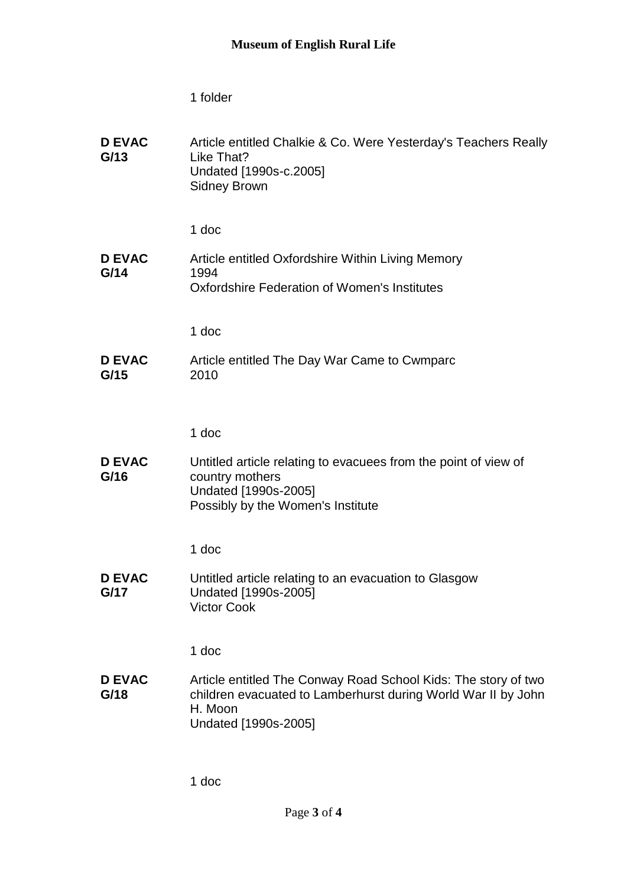1 folder

**D EVAC G/13**

Article entitled Chalkie & Co. Were Yesterday's Teachers Really Like That?
Undated [1990s-c.2005]
Sidney Brown

1 doc

**D EVAC G/14**

Article entitled Oxfordshire Within Living Memory
1994
Oxfordshire Federation of Women's Institutes

1 doc

**D EVAC G/15**

Article entitled The Day War Came to Cwmparc
2010

1 doc

**D EVAC G/16**

Untitled article relating to evacuees from the point of view of country mothers
Undated [1990s-2005]
Possibly by the Women's Institute

1 doc

**D EVAC G/17**

Untitled article relating to an evacuation to Glasgow
Undated [1990s-2005]
Victor Cook

1 doc

**D EVAC G/18**

Article entitled The Conway Road School Kids: The story of two children evacuated to Lamberhurst during World War II by John H. Moon
Undated [1990s-2005]

1 doc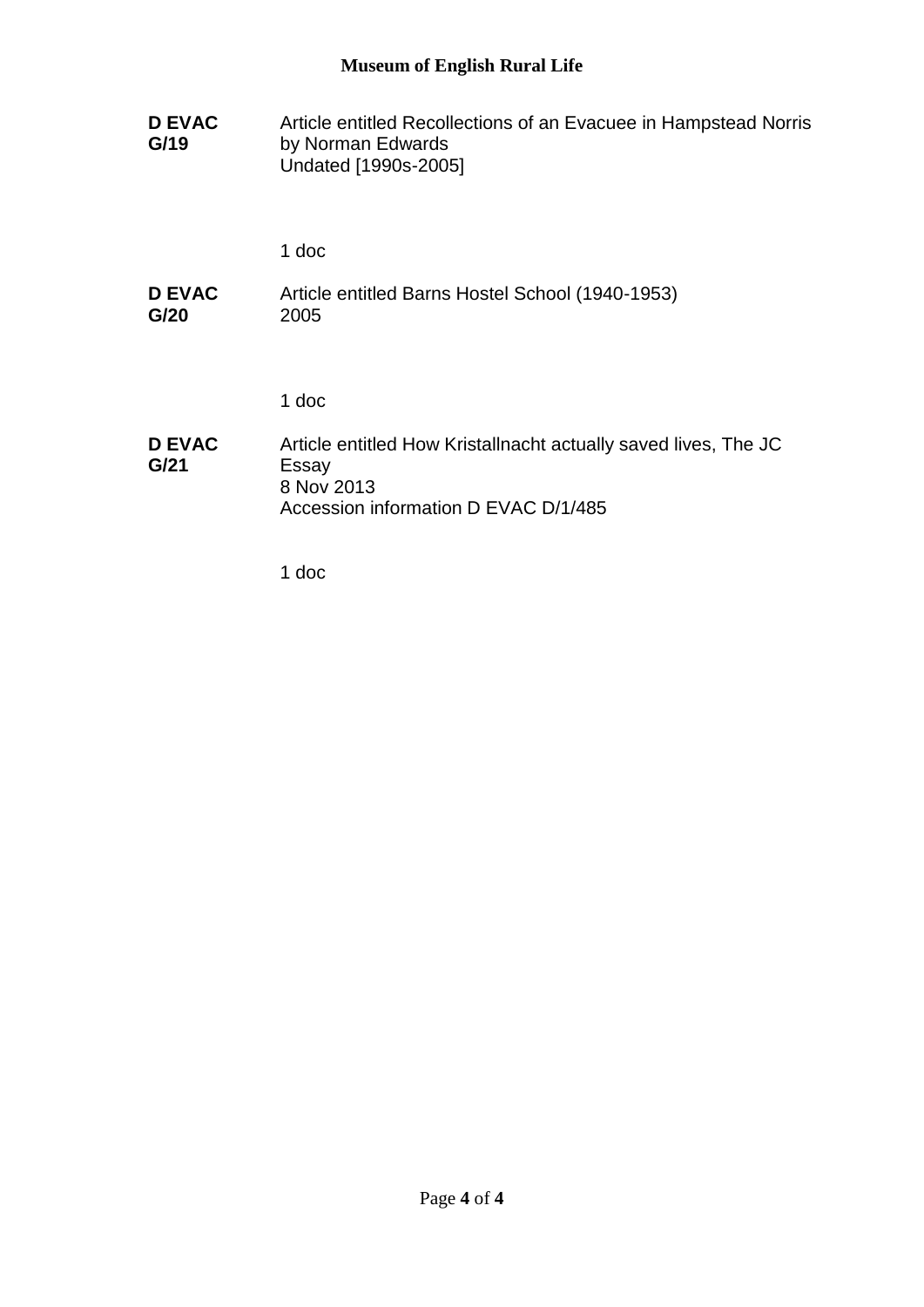**D EVAC G/19**

Article entitled Recollections of an Evacuee in Hampstead Norris by Norman Edwards
Undated [1990s-2005]

1 doc

**D EVAC G/20**

Article entitled Barns Hostel School (1940-1953)
2005

1 doc

**D EVAC G/21**

Article entitled How Kristallnacht actually saved lives, The JC Essay
8 Nov 2013
Accession information D EVAC D/1/485

1 doc